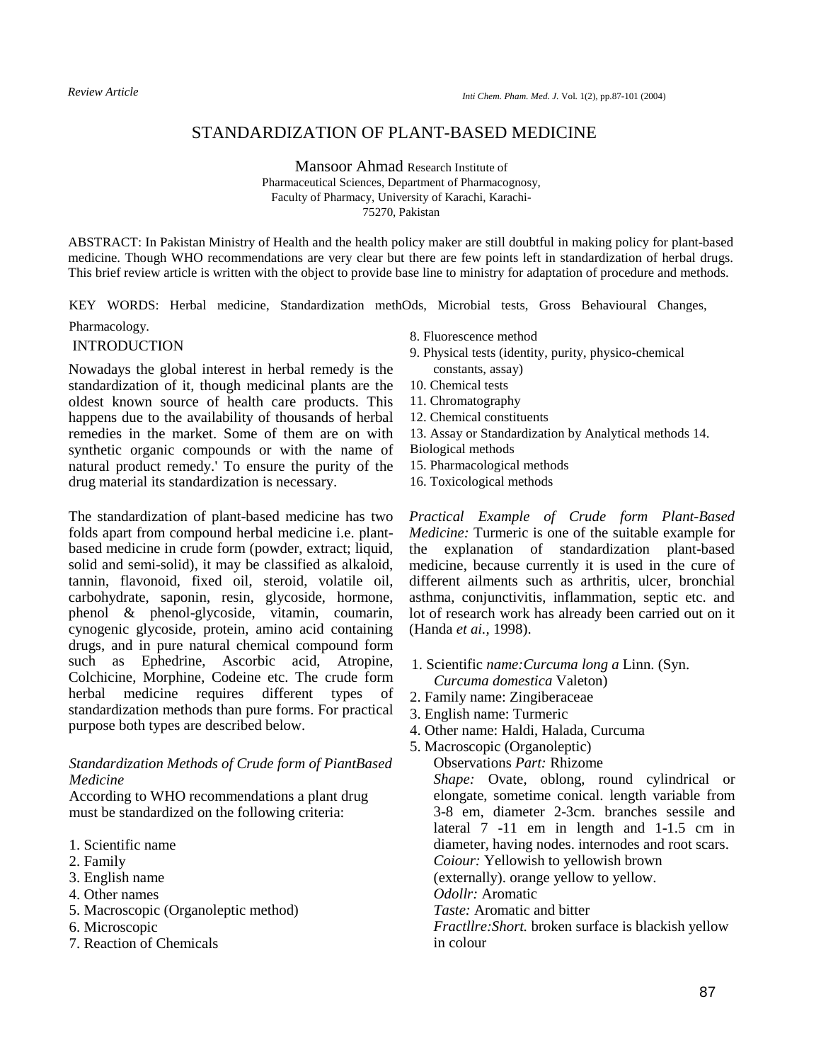*Review Article*

# STANDARDIZATION OF PLANT-BASED MEDICINE

Mansoor Ahmad Research Institute of Pharmaceutical Sciences, Department of Pharmacognosy, Faculty of Pharmacy, University of Karachi, Karachi-75270, Pakistan

ABSTRACT: In Pakistan Ministry of Health and the health policy maker are still doubtful in making policy for plant-based medicine. Though WHO recommendations are very clear but there are few points left in standardization of herbal drugs. This brief review article is written with the object to provide base line to ministry for adaptation of procedure and methods.

KEY WORDS: Herbal medicine, Standardization methOds, Microbial tests, Gross Behavioural Changes, Pharmacology.

## INTRODUCTION

Nowadays the global interest in herbal remedy is the standardization of it, though medicinal plants are the oldest known source of health care products. This happens due to the availability of thousands of herbal remedies in the market. Some of them are on with synthetic organic compounds or with the name of natural product remedy.' To ensure the purity of the drug material its standardization is necessary.

The standardization of plant-based medicine has two folds apart from compound herbal medicine i.e. plant-based medicine in crude form (powder, extract; liquid, solid and semi-solid), it may be classified as alkaloid, tannin, flavonoid, fixed oil, steroid, volatile oil, carbohydrate, saponin, resin, glycoside, hormone, phenol & phenol-glycoside, vitamin, coumarin, cynogenic glycoside, protein, amino acid containing drugs, and in pure natural chemical compound form such as Ephedrine, Ascorbic acid, Atropine, Colchicine, Morphine, Codeine etc. The crude form herbal medicine requires different types of standardization methods than pure forms. For practical purpose both types are described below.

### *Standardization Methods of Crude form of PiantBased Medicine*

According to WHO recommendations a plant drug must be standardized on the following criteria:

1. Scientific name
2. Family
3. English name
4. Other names
5. Macroscopic (Organoleptic method)
6. Microscopic
7. Reaction of Chemicals
8. Fluorescence method
9. Physical tests (identity, purity, physico-chemical constants, assay)
10. Chemical tests
11. Chromatography
12. Chemical constituents
13. Assay or Standardization by Analytical methods
14. Biological methods
15. Pharmacological methods
16. Toxicological methods

*Practical Example of Crude form Plant-Based Medicine:* Turmeric is one of the suitable example for the explanation of standardization plant-based medicine, because currently it is used in the cure of different ailments such as arthritis, ulcer, bronchial asthma, conjunctivitis, inflammation, septic etc. and lot of research work has already been carried out on it (Handa *et ai.,* 1998).

1. Scientific *name:Curcuma long a* Linn. (Syn. *Curcuma domestica* Valeton)
2. Family name: Zingiberaceae
3. English name: Turmeric
4. Other name: Haldi, Halada, Curcuma
5. Macroscopic (Organoleptic)
   Observations *Part:* Rhizome
   *Shape:* Ovate, oblong, round cylindrical or elongate, sometime conical. length variable from 3-8 em, diameter 2-3cm. branches sessile and lateral 7 -11 em in length and 1-1.5 cm in diameter, having nodes. internodes and root scars.
   *Coiour:* Yellowish to yellowish brown (externally). orange yellow to yellow.
   *Odollr:* Aromatic
   *Taste:* Aromatic and bitter
   *Fractllre:Short.* broken surface is blackish yellow in colour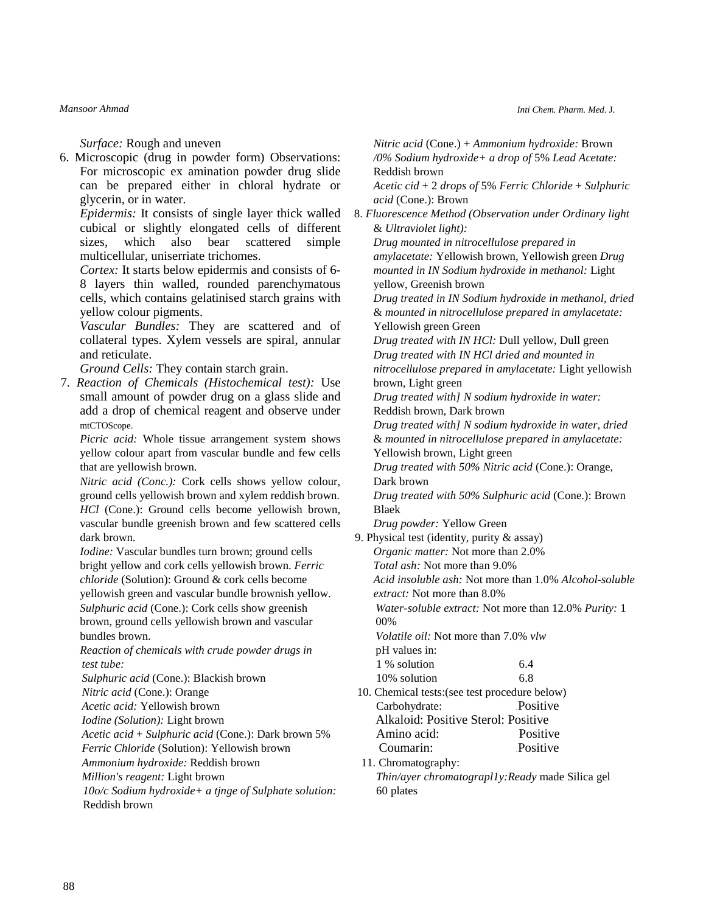*Surface:* Rough and uneven

6. Microscopic (drug in powder form) Observations: For microscopic ex amination powder drug slide can be prepared either in chloral hydrate or glycerin, or in water.

   *Epidermis:* It consists of single layer thick walled cubical or slightly elongated cells of different sizes, which also bear scattered simple multicellular, uniserriate trichomes.

   *Cortex:* It starts below epidermis and consists of 6-8 layers thin walled, rounded parenchymatous cells, which contains gelatinised starch grains with yellow colour pigments.

   *Vascular Bundles:* They are scattered and of collateral types. Xylem vessels are spiral, annular and reticulate.

   *Ground Cells:* They contain starch grain.

7. *Reaction of Chemicals (Histochemical test):* Use small amount of powder drug on a glass slide and add a drop of chemical reagent and observe under mtCTOScope.

   *Picric acid:* Whole tissue arrangement system shows yellow colour apart from vascular bundle and few cells that are yellowish brown.

   *Nitric acid (Conc.):* Cork cells shows yellow colour, ground cells yellowish brown and xylem reddish brown.

   *HCl* (Cone.): Ground cells become yellowish brown, vascular bundle greenish brown and few scattered cells dark brown.

   *Iodine:* Vascular bundles turn brown; ground cells bright yellow and cork cells yellowish brown. *Ferric chloride* (Solution): Ground & cork cells become yellowish green and vascular bundle brownish yellow.

   *Sulphuric acid* (Cone.): Cork cells show greenish brown, ground cells yellowish brown and vascular bundles brown.

   *Reaction of chemicals with crude powder drugs in test tube:*

   *Sulphuric acid* (Cone.): Blackish brown
   *Nitric acid* (Cone.): Orange
   *Acetic acid:* Yellowish brown
   *Iodine (Solution):* Light brown
   *Acetic acid* + *Sulphuric acid* (Cone.): Dark brown 5% *Ferric Chloride* (Solution): Yellowish brown
   *Ammonium hydroxide:* Reddish brown
   *Million's reagent:* Light brown
   *10o/c Sodium hydroxide+ a tjnge of Sulphate solution:* Reddish brown
   *Nitric acid* (Cone.) + *Ammonium hydroxide:* Brown
   */0% Sodium hydroxide+ a drop of* 5% *Lead Acetate:* Reddish brown
   *Acetic cid* + 2 *drops of* 5% *Ferric Chloride* + *Sulphuric acid* (Cone.): Brown

8. *Fluorescence Method (Observation under Ordinary light* & *Ultraviolet light):*

   *Drug mounted in nitrocellulose prepared in amylacetate:* Yellowish brown, Yellowish green *Drug mounted in IN Sodium hydroxide in methanol:* Light yellow, Greenish brown
   *Drug treated in IN Sodium hydroxide in methanol, dried* & *mounted in nitrocellulose prepared in amylacetate:* Yellowish green Green
   *Drug treated with IN HCl:* Dull yellow, Dull green
   *Drug treated with IN HCl dried and mounted in nitrocellulose prepared in amylacetate:* Light yellowish brown, Light green
   *Drug treated with] N sodium hydroxide in water:* Reddish brown, Dark brown
   *Drug treated with] N sodium hydroxide in water, dried* & *mounted in nitrocellulose prepared in amylacetate:* Yellowish brown, Light green
   *Drug treated with 50% Nitric acid* (Cone.): Orange, Dark brown
   *Drug treated with 50% Sulphuric acid* (Cone.): Brown Blaek
   *Drug powder:* Yellow Green

9. Physical test (identity, purity & assay)

   *Organic matter:* Not more than 2.0%
   *Total ash:* Not more than 9.0%
   *Acid insoluble ash:* Not more than 1.0% *Alcohol-soluble extract:* Not more than 8.0%
   *Water-soluble extract:* Not more than 12.0% *Purity:* 1 00%
   *Volatile oil:* Not more than 7.0% *vlw*
   pH values in:

   | | |
   |---|---|
   | 1 % solution | 6.4 |
   | 10% solution | 6.8 |

10. Chemical tests:(see test procedure below)

    Carbohydrate: Positive
    Alkaloid: Positive Sterol: Positive
    Amino acid: Positive
    Coumarin: Positive

11. Chromatography:

    *Thin/ayer chromatograpl1y:Ready* made Silica gel 60 plates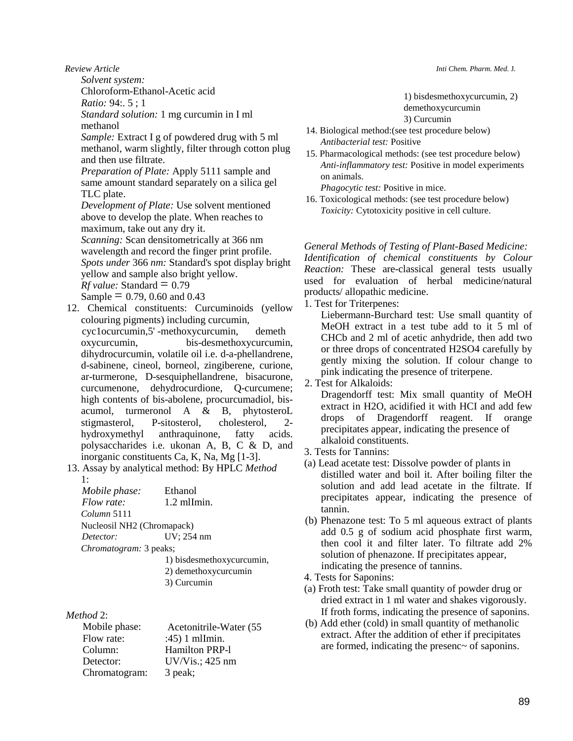*Solvent system:*
Chloroform-Ethanol-Acetic acid
*Ratio:* 94:. 5 ; 1
*Standard solution:* 1 mg curcumin in I ml methanol
*Sample:* Extract I g of powdered drug with 5 ml methanol, warm slightly, filter through cotton plug and then use filtrate.
*Preparation of Plate:* Apply 5111 sample and same amount standard separately on a silica gel TLC plate.
*Development of Plate:* Use solvent mentioned above to develop the plate. When reaches to maximum, take out any dry it.
*Scanning:* Scan densitometrically at 366 nm wavelength and record the finger print profile.
*Spots under* 366 *nm:* Standard's spot display bright yellow and sample also bright yellow.
*Rf value:* Standard = 0.79
Sample = 0.79, 0.60 and 0.43

12. Chemical constituents: Curcuminoids (yellow colouring pigments) including curcumin, cyc1ocurcumin,5' -methoxycurcumin, demeth oxycurcumin, bis-desmethoxycurcumin, dihydrocurcumin, volatile oil i.e. d-a-phellandrene, d-sabinene, cineol, borneol, zingiberene, curione, ar-turmerone, D-sesquiphellandrene, bisacurone, curcumenone, dehydrocurdione, Q-curcumene; high contents of bis-abolene, procurcumadiol, bis-acumol, turmeronol A & B, phytosteroL stigmasterol, P-sitosterol, cholesterol, 2-hydroxymethyl anthraquinone, fatty acids. polysaccharides i.e. ukonan A, B, C & D, and inorganic constituents Ca, K, Na, Mg [1-3].
13. Assay by analytical method: By HPLC *Method* 1:

| | |
|---|---|
| *Mobile phase:* | Ethanol |
| *Flow rate:* | 1.2 mlImin. |
| *Column* 5111 | |
| Nucleosil NH2 (Chromapack) | |
| *Detector:* | UV; 254 nm |
| *Chromatogram:* 3 peaks; | |

1) bisdesmethoxycurcumin,
2) demethoxycurcumin
3) Curcumin

*Method* 2:

| | |
|---|---|
| Mobile phase: | Acetonitrile-Water (55 |
| Flow rate: | :45) 1 mlImin. |
| Column: | Hamilton PRP-l |
| Detector: | UV/Vis.; 425 nm |
| Chromatogram: | 3 peak; |

1) bisdesmethoxycurcumin, 2) demethoxycurcumin
3) Curcumin

14. Biological method:(see test procedure below)
*Antibacterial test:* Positive
15. Pharmacological methods: (see test procedure below)
*Anti-inflammatory test:* Positive in model experiments on animals.
*Phagocytic test:* Positive in mice.
16. Toxicological methods: (see test procedure below)
*Toxicity:* Cytotoxicity positive in cell culture.

*General Methods of Testing of Plant-Based Medicine: Identification of chemical constituents by Colour Reaction:* These are-classical general tests usually used for evaluation of herbal medicine/natural products/ allopathic medicine.

1. Test for Triterpenes:
Liebermann-Burchard test: Use small quantity of MeOH extract in a test tube add to it 5 ml of CHCb and 2 ml of acetic anhydride, then add two or three drops of concentrated $H_2SO_4$ carefully by gently mixing the solution. If colour change to pink indicating the presence of triterpene.
2. Test for Alkaloids:
Dragendorff test: Mix small quantity of MeOH extract in $H_2O$, acidified it with HCI and add few drops of Dragendorff reagent. If orange precipitates appear, indicating the presence of alkaloid constituents.
3. Tests for Tannins:
(a) Lead acetate test: Dissolve powder of plants in distilled water and boil it. After boiling filter the solution and add lead acetate in the filtrate. If precipitates appear, indicating the presence of tannin.
(b) Phenazone test: To 5 ml aqueous extract of plants add 0.5 g of sodium acid phosphate first warm, then cool it and filter later. To filtrate add 2% solution of phenazone. If precipitates appear, indicating the presence of tannins.
4. Tests for Saponins:
(a) Froth test: Take small quantity of powder drug or dried extract in 1 ml water and shakes vigorously. If froth forms, indicating the presence of saponins.
(b) Add ether (cold) in small quantity of methanolic extract. After the addition of ether if precipitates are formed, indicating the presenc~ of saponins.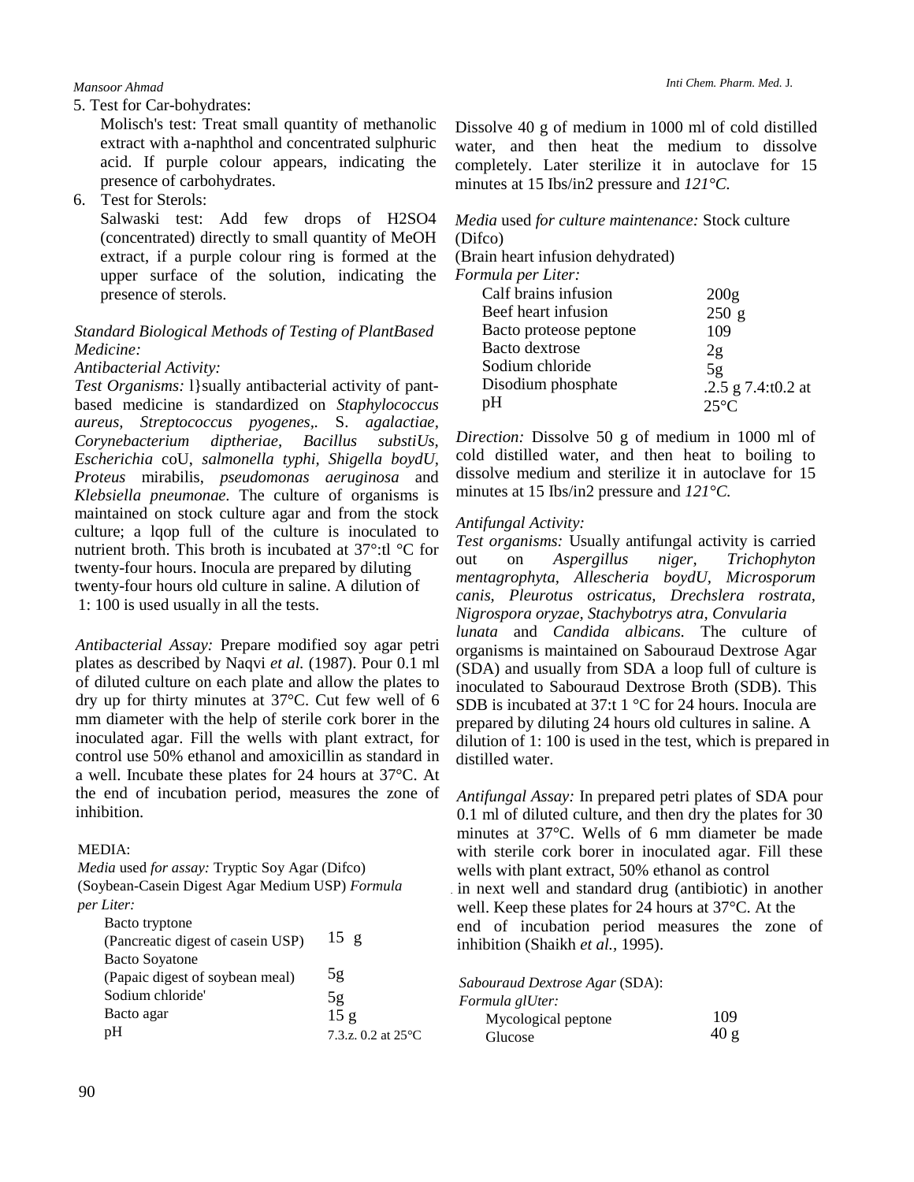5. Test for Car-bohydrates:

   Molisch's test: Treat small quantity of methanolic extract with a-naphthol and concentrated sulphuric acid. If purple colour appears, indicating the presence of carbohydrates.

6. Test for Sterols:

   Salwaski test: Add few drops of $H_2SO_4$ (concentrated) directly to small quantity of MeOH extract, if a purple colour ring is formed at the upper surface of the solution, indicating the presence of sterols.

*Standard Biological Methods of Testing of PlantBased Medicine:*

*Antibacterial Activity:*

*Test Organisms:* l}sually antibacterial activity of pant-based medicine is standardized on *Staphylococcus aureus*, *Streptococcus pyogenes*,. S. *agalactiae*, *Corynebacterium diptheriae*, *Bacillus substiUs*, *Escherichia* coU, *salmonella typhi*, *Shigella boydU*, *Proteus* mirabilis, *pseudomonas aeruginosa* and *Klebsiella pneumonae*. The culture of organisms is maintained on stock culture agar and from the stock culture; a lqop full of the culture is inoculated to nutrient broth. This broth is incubated at 37°:tl °C for twenty-four hours. Inocula are prepared by diluting twenty-four hours old culture in saline. A dilution of 1: 100 is used usually in all the tests.

*Antibacterial Assay:* Prepare modified soy agar petri plates as described by Naqvi *et al.* (1987). Pour 0.1 ml of diluted culture on each plate and allow the plates to dry up for thirty minutes at 37°C. Cut few well of 6 mm diameter with the help of sterile cork borer in the inoculated agar. Fill the wells with plant extract, for control use 50% ethanol and amoxicillin as standard in a well. Incubate these plates for 24 hours at 37°C. At the end of incubation period, measures the zone of inhibition.

MEDIA:

*Media* used *for assay:* Tryptic Soy Agar (Difco) (Soybean-Casein Digest Agar Medium USP) *Formula per Liter:*

| | |
|---|---|
| Bacto tryptone (Pancreatic digest of casein USP) | 15 g |
| Bacto Soyatone (Papaic digest of soybean meal) | 5g |
| Sodium chloride' | 5g |
| Bacto agar | 15 g |
| pH | 7.3.z. 0.2 at 25°C |

Dissolve 40 g of medium in 1000 ml of cold distilled water, and then heat the medium to dissolve completely. Later sterilize it in autoclave for 15 minutes at 15 Ibs/in2 pressure and *121°C.*

*Media* used *for culture maintenance:* Stock culture (Difco)

(Brain heart infusion dehydrated)

*Formula per Liter:*

| | |
|---|---|
| Calf brains infusion | 200g |
| Beef heart infusion | 250 g |
| Bacto proteose peptone | 109 |
| Bacto dextrose | 2g |
| Sodium chloride | 5g |
| Disodium phosphate | .2.5 g |
| pH | 7.4:t0.2 at 25°C |

*Direction:* Dissolve 50 g of medium in 1000 ml of cold distilled water, and then heat to boiling to dissolve medium and sterilize it in autoclave for 15 minutes at 15 Ibs/in2 pressure and *121°C.*

*Antifungal Activity:*

*Test organisms:* Usually antifungal activity is carried out on *Aspergillus niger*, *Trichophyton mentagrophyta*, *Allescheria boydU*, *Microsporum canis*, *Pleurotus ostricatus*, *Drechslera rostrata*, *Nigrospora oryzae*, *Stachybotrys atra*, *Convularia lunata* and *Candida albicans*. The culture of organisms is maintained on Sabouraud Dextrose Agar (SDA) and usually from SDA a loop full of culture is inoculated to Sabouraud Dextrose Broth (SDB). This SDB is incubated at 37:t 1 °C for 24 hours. Inocula are prepared by diluting 24 hours old cultures in saline. A dilution of 1: 100 is used in the test, which is prepared in distilled water.

*Antifungal Assay:* In prepared petri plates of SDA pour 0.1 ml of diluted culture, and then dry the plates for 30 minutes at 37°C. Wells of 6 mm diameter be made with sterile cork borer in inoculated agar. Fill these wells with plant extract, 50% ethanol as control in next well and standard drug (antibiotic) in another well. Keep these plates for 24 hours at 37°C. At the end of incubation period measures the zone of inhibition (Shaikh *et al.*, 1995).

*Sabouraud Dextrose Agar* (SDA):

*Formula glUter:*

| | |
|---|---|
| Mycological peptone | 109 |
| Glucose | 40 g |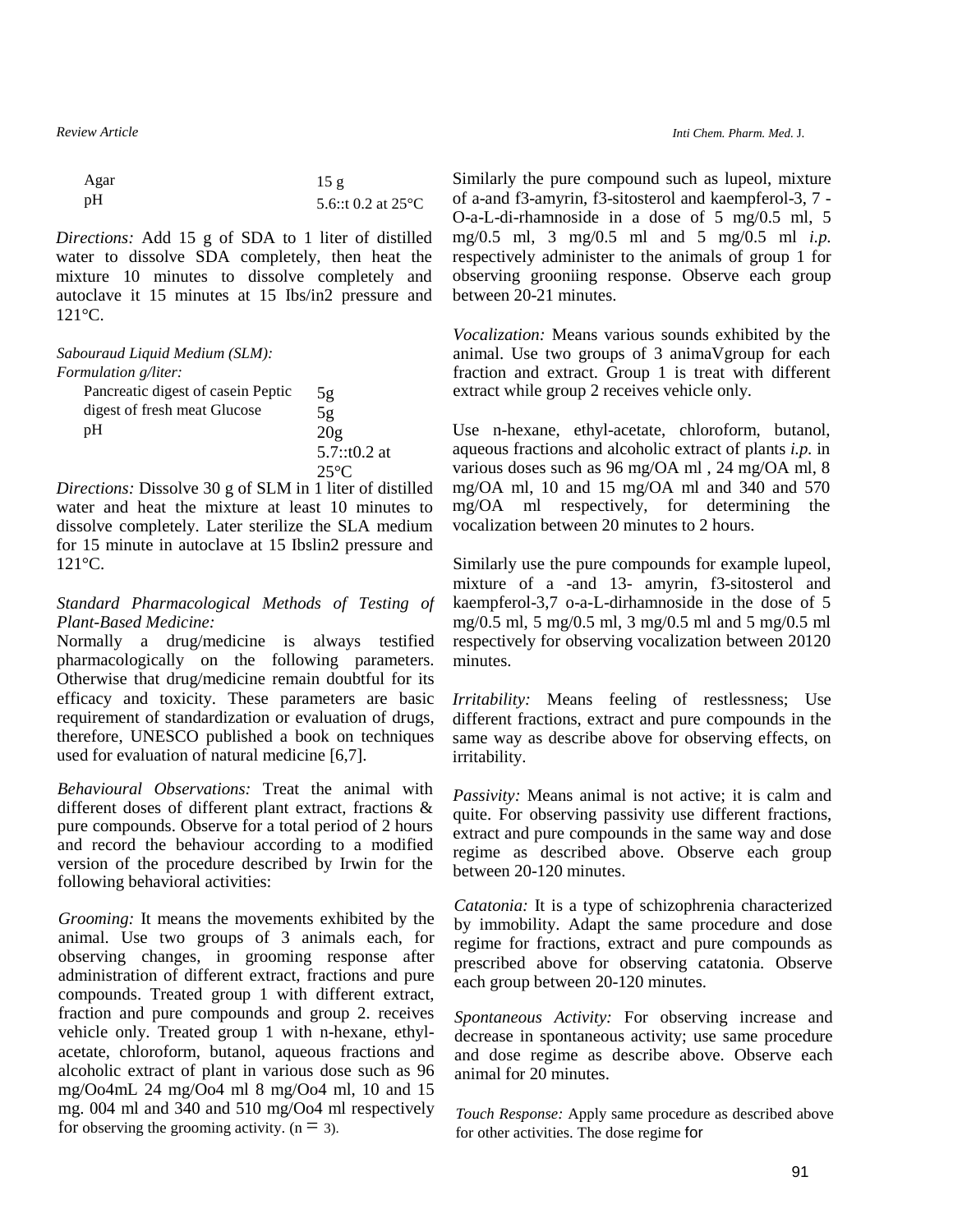| | |
|---|---|
| Agar | 15 g |
| pH | 5.6::t 0.2 at 25°C |

*Directions:* Add 15 g of SDA to 1 liter of distilled water to dissolve SDA completely, then heat the mixture 10 minutes to dissolve completely and autoclave it 15 minutes at 15 Ibs/in2 pressure and 121°C.

*Sabouraud Liquid Medium (SLM):*
*Formulation g/liter:*

| | |
|---|---|
| Pancreatic digest of casein Peptic | 5g |
| digest of fresh meat Glucose | 5g |
| pH | 20g |
| | 5.7::t0.2 at 25°C |

*Directions:* Dissolve 30 g of SLM in 1 liter of distilled water and heat the mixture at least 10 minutes to dissolve completely. Later sterilize the SLA medium for 15 minute in autoclave at 15 Ibslin2 pressure and 121°C.

*Standard Pharmacological Methods of Testing of Plant-Based Medicine:*
Normally a drug/medicine is always testified pharmacologically on the following parameters. Otherwise that drug/medicine remain doubtful for its efficacy and toxicity. These parameters are basic requirement of standardization or evaluation of drugs, therefore, UNESCO published a book on techniques used for evaluation of natural medicine [6,7].

*Behavioural Observations:* Treat the animal with different doses of different plant extract, fractions & pure compounds. Observe for a total period of 2 hours and record the behaviour according to a modified version of the procedure described by Irwin for the following behavioral activities:

*Grooming:* It means the movements exhibited by the animal. Use two groups of 3 animals each, for observing changes, in grooming response after administration of different extract, fractions and pure compounds. Treated group 1 with different extract, fraction and pure compounds and group 2. receives vehicle only. Treated group 1 with n-hexane, ethyl-acetate, chloroform, butanol, aqueous fractions and alcoholic extract of plant in various dose such as 96 mg/Oo4mL 24 mg/Oo4 ml 8 mg/Oo4 ml, 10 and 15 mg. 004 ml and 340 and 510 mg/Oo4 ml respectively for observing the grooming activity. (n = 3).

Similarly the pure compound such as lupeol, mixture of a-and f3-amyrin, f3-sitosterol and kaempferol-3, 7 -O-a-L-di-rhamnoside in a dose of 5 mg/0.5 ml, 5 mg/0.5 ml, 3 mg/0.5 ml and 5 mg/0.5 ml *i.p.* respectively administer to the animals of group 1 for observing grooniing response. Observe each group between 20-21 minutes.

*Vocalization:* Means various sounds exhibited by the animal. Use two groups of 3 animaVgroup for each fraction and extract. Group 1 is treat with different extract while group 2 receives vehicle only.

Use n-hexane, ethyl-acetate, chloroform, butanol, aqueous fractions and alcoholic extract of plants *i.p.* in various doses such as 96 mg/OA ml , 24 mg/OA ml, 8 mg/OA ml, 10 and 15 mg/OA ml and 340 and 570 mg/OA ml respectively, for determining the vocalization between 20 minutes to 2 hours.

Similarly use the pure compounds for example lupeol, mixture of a -and 13- amyrin, f3-sitosterol and kaempferol-3,7 o-a-L-dirhamnoside in the dose of 5 mg/0.5 ml, 5 mg/0.5 ml, 3 mg/0.5 ml and 5 mg/0.5 ml respectively for observing vocalization between 20120 minutes.

*Irritability:* Means feeling of restlessness; Use different fractions, extract and pure compounds in the same way as describe above for observing effects, on irritability.

*Passivity:* Means animal is not active; it is calm and quite. For observing passivity use different fractions, extract and pure compounds in the same way and dose regime as described above. Observe each group between 20-120 minutes.

*Catatonia:* It is a type of schizophrenia characterized by immobility. Adapt the same procedure and dose regime for fractions, extract and pure compounds as prescribed above for observing catatonia. Observe each group between 20-120 minutes.

*Spontaneous Activity:* For observing increase and decrease in spontaneous activity; use same procedure and dose regime as describe above. Observe each animal for 20 minutes.

*Touch Response:* Apply same procedure as described above for other activities. The dose regime for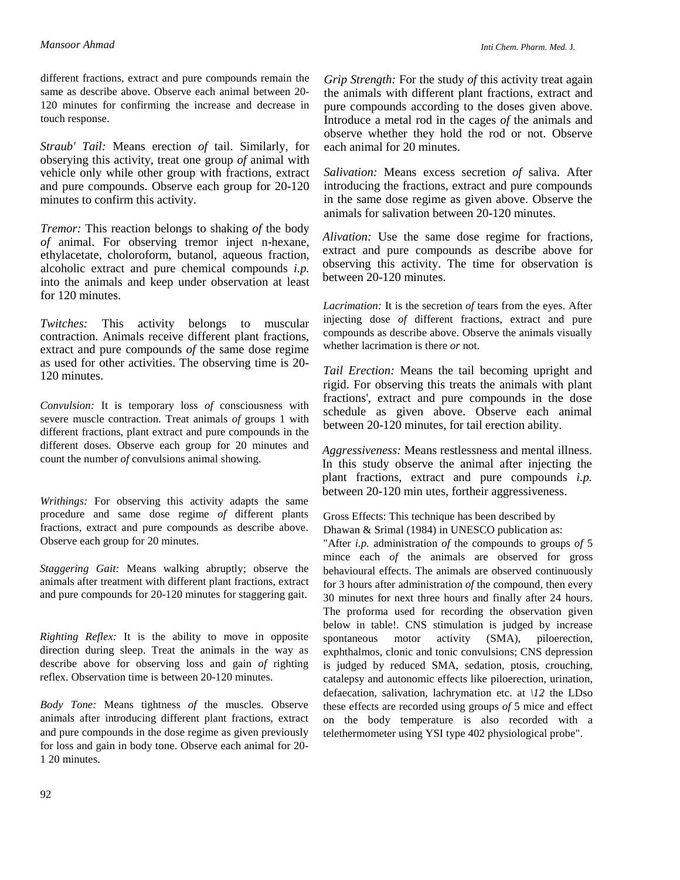different fractions, extract and pure compounds remain the same as describe above. Observe each animal between 20-120 minutes for confirming the increase and decrease in touch response.

*Straub' Tail:* Means erection *of* tail. Similarly, for obserying this activity, treat one group *of* animal with vehicle only while other group with fractions, extract and pure compounds. Observe each group for 20-120 minutes to confirm this activity.

*Tremor:* This reaction belongs to shaking *of* the body *of* animal. For observing tremor inject n-hexane, ethylacetate, choloroform, butanol, aqueous fraction, alcoholic extract and pure chemical compounds *i.p.* into the animals and keep under observation at least for 120 minutes.

*Twitches:* This activity belongs to muscular contraction. Animals receive different plant fractions, extract and pure compounds *of* the same dose regime as used for other activities. The observing time is 20-120 minutes.

*Convulsion:* It is temporary loss *of* consciousness with severe muscle contraction. Treat animals *of* groups 1 with different fractions, plant extract and pure compounds in the different doses. Observe each group for 20 minutes and count the number *of* convulsions animal showing.

*Writhings:* For observing this activity adapts the same procedure and same dose regime *of* different plants fractions, extract and pure compounds as describe above. Observe each group for 20 minutes.

*Staggering Gait:* Means walking abruptly; observe the animals after treatment with different plant fractions, extract and pure compounds for 20-120 minutes for staggering gait.

*Righting Reflex:* It is the ability to move in opposite direction during sleep. Treat the animals in the way as describe above for observing loss and gain *of* righting reflex. Observation time is between 20-120 minutes.

*Body Tone:* Means tightness *of* the muscles. Observe animals after introducing different plant fractions, extract and pure compounds in the dose regime as given previously for loss and gain in body tone. Observe each animal for 20-1 20 minutes.

*Grip Strength:* For the study *of* this activity treat again the animals with different plant fractions, extract and pure compounds according to the doses given above. Introduce a metal rod in the cages *of* the animals and observe whether they hold the rod or not. Observe each animal for 20 minutes.

*Salivation:* Means excess secretion *of* saliva. After introducing the fractions, extract and pure compounds in the same dose regime as given above. Observe the animals for salivation between 20-120 minutes.

*Alivation:* Use the same dose regime for fractions, extract and pure compounds as describe above for observing this activity. The time for observation is between 20-120 minutes.

*Lacrimation:* It is the secretion *of* tears from the eyes. After injecting dose *of* different fractions, extract and pure compounds as describe above. Observe the animals visually whether lacrimation is there *or* not.

*Tail Erection:* Means the tail becoming upright and rigid. For observing this treats the animals with plant fractions', extract and pure compounds in the dose schedule as given above. Observe each animal between 20-120 minutes, for tail erection ability.

*Aggressiveness:* Means restlessness and mental illness. In this study observe the animal after injecting the plant fractions, extract and pure compounds *i.p.* between 20-120 min utes, fortheir aggressiveness.

Gross Effects: This technique has been described by Dhawan & Srimal (1984) in UNESCO publication as:
"After *i.p.* administration *of* the compounds to groups *of* 5 mince each *of* the animals are observed for gross behavioural effects. The animals are observed continuously for 3 hours after administration *of* the compound, then every 30 minutes for next three hours and finally after 24 hours. The proforma used for recording the observation given below in table!. CNS stimulation is judged by increase spontaneous motor activity (SMA), piloerection, exphthalmos, clonic and tonic convulsions; CNS depression is judged by reduced SMA, sedation, ptosis, crouching, catalepsy and autonomic effects like piloerection, urination, defaecation, salivation, lachrymation etc. at *\12* the LDso these effects are recorded using groups *of* 5 mice and effect on the body temperature is also recorded with a telethermometer using YSI type 402 physiological probe".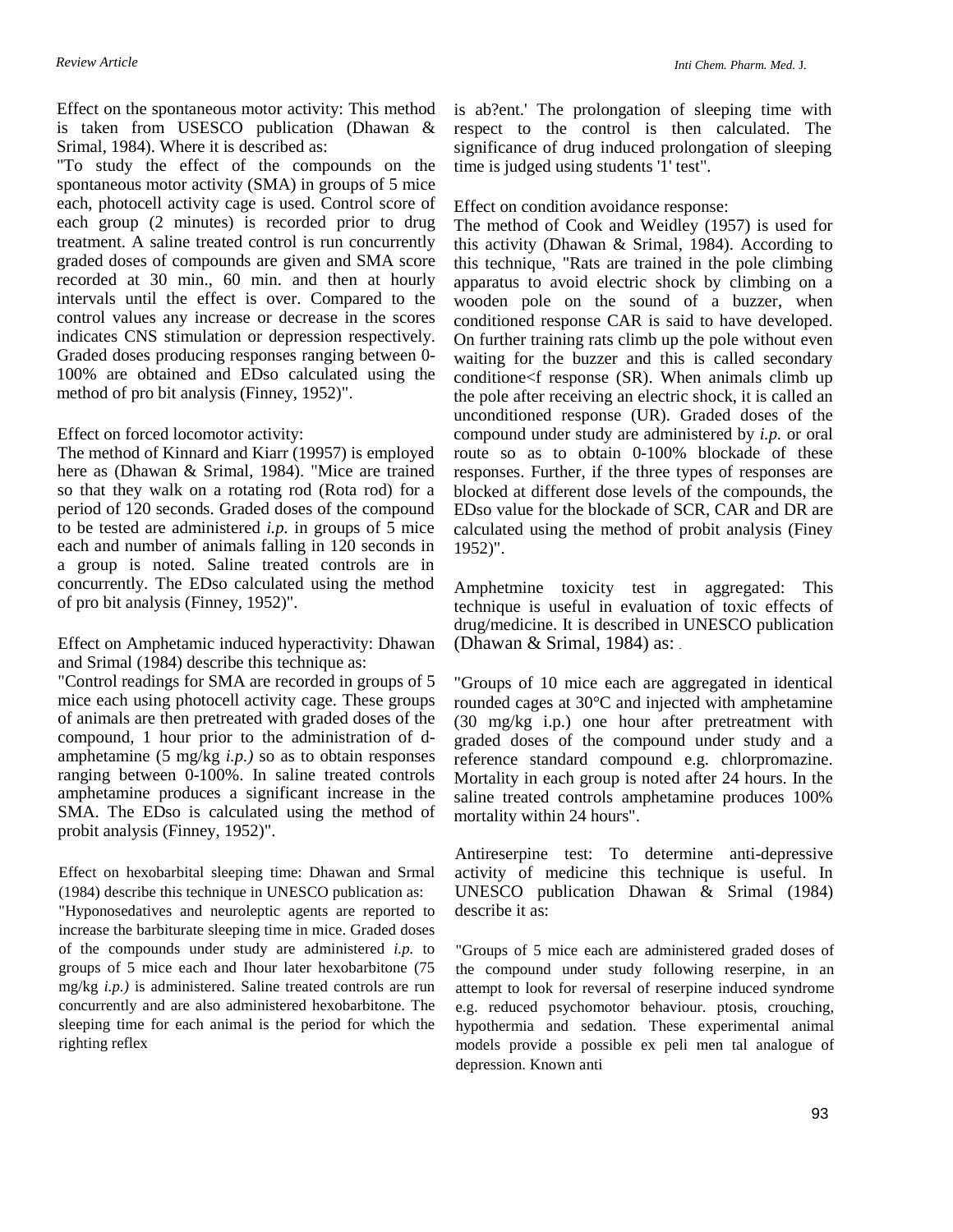Effect on the spontaneous motor activity: This method is taken from USESCO publication (Dhawan & Srimal, 1984). Where it is described as:

"To study the effect of the compounds on the spontaneous motor activity (SMA) in groups of 5 mice each, photocell activity cage is used. Control score of each group (2 minutes) is recorded prior to drug treatment. A saline treated control is run concurrently graded doses of compounds are given and SMA score recorded at 30 min., 60 min. and then at hourly intervals until the effect is over. Compared to the control values any increase or decrease in the scores indicates CNS stimulation or depression respectively. Graded doses producing responses ranging between 0-100% are obtained and EDso calculated using the method of pro bit analysis (Finney, 1952)".

Effect on forced locomotor activity:

The method of Kinnard and Kiarr (19957) is employed here as (Dhawan & Srimal, 1984). "Mice are trained so that they walk on a rotating rod (Rota rod) for a period of 120 seconds. Graded doses of the compound to be tested are administered *i.p.* in groups of 5 mice each and number of animals falling in 120 seconds in a group is noted. Saline treated controls are in concurrently. The EDso calculated using the method of pro bit analysis (Finney, 1952)".

Effect on Amphetamic induced hyperactivity: Dhawan and Srimal (1984) describe this technique as:

"Control readings for SMA are recorded in groups of 5 mice each using photocell activity cage. These groups of animals are then pretreated with graded doses of the compound, 1 hour prior to the administration of d-amphetamine (5 mg/kg *i.p.)* so as to obtain responses ranging between 0-100%. In saline treated controls amphetamine produces a significant increase in the SMA. The EDso is calculated using the method of probit analysis (Finney, 1952)".

Effect on hexobarbital sleeping time: Dhawan and Srmal (1984) describe this technique in UNESCO publication as:

"Hyponosedatives and neuroleptic agents are reported to increase the barbiturate sleeping time in mice. Graded doses of the compounds under study are administered *i.p.* to groups of 5 mice each and Ihour later hexobarbitone (75 mg/kg *i.p.)* is administered. Saline treated controls are run concurrently and are also administered hexobarbitone. The sleeping time for each animal is the period for which the righting reflex is ab?ent.' The prolongation of sleeping time with respect to the control is then calculated. The significance of drug induced prolongation of sleeping time is judged using students '1' test".

Effect on condition avoidance response:

The method of Cook and Weidley (1957) is used for this activity (Dhawan & Srimal, 1984). According to this technique, "Rats are trained in the pole climbing apparatus to avoid electric shock by climbing on a wooden pole on the sound of a buzzer, when conditioned response CAR is said to have developed. On further training rats climb up the pole without even waiting for the buzzer and this is called secondary conditione<f response (SR). When animals climb up the pole after receiving an electric shock, it is called an unconditioned response (UR). Graded doses of the compound under study are administered by *i.p.* or oral route so as to obtain 0-100% blockade of these responses. Further, if the three types of responses are blocked at different dose levels of the compounds, the EDso value for the blockade of SCR, CAR and DR are calculated using the method of probit analysis (Finey 1952)".

Amphetmine toxicity test in aggregated: This technique is useful in evaluation of toxic effects of drug/medicine. It is described in UNESCO publication (Dhawan & Srimal, 1984) as: .

"Groups of 10 mice each are aggregated in identical rounded cages at 30°C and injected with amphetamine (30 mg/kg i.p.) one hour after pretreatment with graded doses of the compound under study and a reference standard compound e.g. chlorpromazine. Mortality in each group is noted after 24 hours. In the saline treated controls amphetamine produces 100% mortality within 24 hours".

Antireserpine test: To determine anti-depressive activity of medicine this technique is useful. In UNESCO publication Dhawan & Srimal (1984) describe it as:

"Groups of 5 mice each are administered graded doses of the compound under study following reserpine, in an attempt to look for reversal of reserpine induced syndrome e.g. reduced psychomotor behaviour. ptosis, crouching, hypothermia and sedation. These experimental animal models provide a possible ex peli men tal analogue of depression. Known anti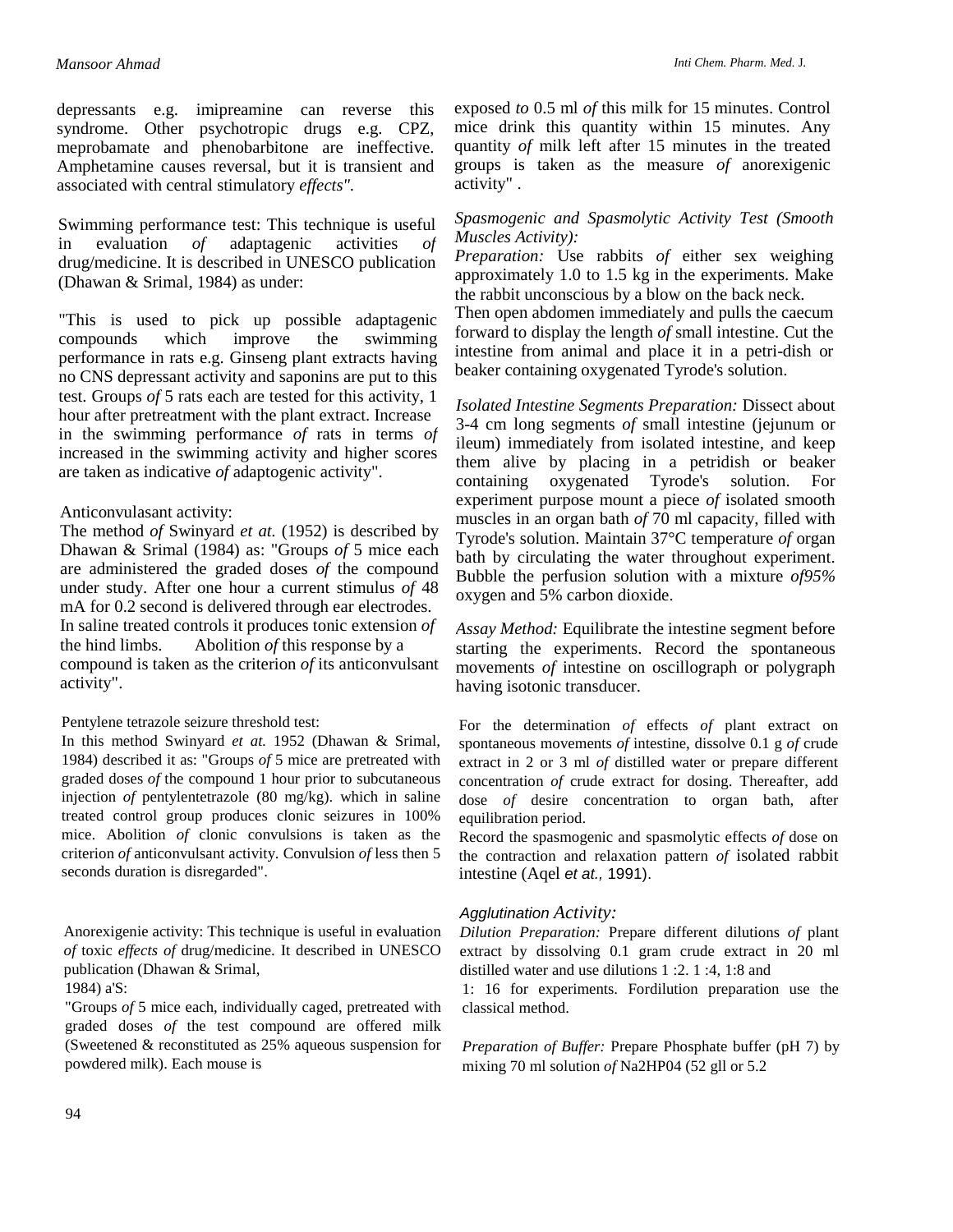depressants e.g. imipreamine can reverse this syndrome. Other psychotropic drugs e.g. CPZ, meprobamate and phenobarbitone are ineffective. Amphetamine causes reversal, but it is transient and associated with central stimulatory *effects"*.

Swimming performance test: This technique is useful in evaluation *of* adaptagenic activities *of* drug/medicine. It is described in UNESCO publication (Dhawan & Srimal, 1984) as under:

"This is used to pick up possible adaptagenic compounds which improve the swimming performance in rats e.g. Ginseng plant extracts having no CNS depressant activity and saponins are put to this test. Groups *of* 5 rats each are tested for this activity, 1 hour after pretreatment with the plant extract. Increase in the swimming performance *of* rats in terms *of* increased in the swimming activity and higher scores are taken as indicative *of* adaptogenic activity".

Anticonvulasant activity:
The method *of* Swinyard *et at.* (1952) is described by Dhawan & Srimal (1984) as: "Groups *of* 5 mice each are administered the graded doses *of* the compound under study. After one hour a current stimulus *of* 48 mA for 0.2 second is delivered through ear electrodes. In saline treated controls it produces tonic extension *of* the hind limbs. Abolition *of* this response by a compound is taken as the criterion *of* its anticonvulsant activity".

Pentylene tetrazole seizure threshold test:
In this method Swinyard *et at.* 1952 (Dhawan & Srimal, 1984) described it as: "Groups *of* 5 mice are pretreated with graded doses *of* the compound 1 hour prior to subcutaneous injection *of* pentylentetrazole (80 mg/kg). which in saline treated control group produces clonic seizures in 100% mice. Abolition *of* clonic convulsions is taken as the criterion *of* anticonvulsant activity. Convulsion *of* less then 5 seconds duration is disregarded".

Anorexigenie activity: This technique is useful in evaluation *of* toxic *effects of* drug/medicine. It described in UNESCO publication (Dhawan & Srimal, 1984) a'S:

"Groups *of* 5 mice each, individually caged, pretreated with graded doses *of* the test compound are offered milk (Sweetened & reconstituted as 25% aqueous suspension for powdered milk). Each mouse is exposed *to* 0.5 ml *of* this milk for 15 minutes. Control mice drink this quantity within 15 minutes. Any quantity *of* milk left after 15 minutes in the treated groups is taken as the measure *of* anorexigenic activity" .

*Spasmogenic and Spasmolytic Activity Test (Smooth Muscles Activity):*
*Preparation:* Use rabbits *of* either sex weighing approximately 1.0 to 1.5 kg in the experiments. Make the rabbit unconscious by a blow on the back neck. Then open abdomen immediately and pulls the caecum forward to display the length *of* small intestine. Cut the intestine from animal and place it in a petri-dish or beaker containing oxygenated Tyrode's solution.

*Isolated Intestine Segments Preparation:* Dissect about 3-4 cm long segments *of* small intestine (jejunum or ileum) immediately from isolated intestine, and keep them alive by placing in a petridish or beaker containing oxygenated Tyrode's solution. For experiment purpose mount a piece *of* isolated smooth muscles in an organ bath *of* 70 ml capacity, filled with Tyrode's solution. Maintain 37°C temperature *of* organ bath by circulating the water throughout experiment. Bubble the perfusion solution with a mixture *of95%* oxygen and 5% carbon dioxide.

*Assay Method:* Equilibrate the intestine segment before starting the experiments. Record the spontaneous movements *of* intestine on oscillograph or polygraph having isotonic transducer.

For the determination *of* effects *of* plant extract on spontaneous movements *of* intestine, dissolve 0.1 g *of* crude extract in 2 or 3 ml *of* distilled water or prepare different concentration *of* crude extract for dosing. Thereafter, add dose *of* desire concentration to organ bath, after equilibration period.
Record the spasmogenic and spasmolytic effects *of* dose on the contraction and relaxation pattern *of* isolated rabbit intestine (Aqel *et at.,* 1991).

*Agglutination Activity:*
*Dilution Preparation:* Prepare different dilutions *of* plant extract by dissolving 0.1 gram crude extract in 20 ml distilled water and use dilutions 1 :2. 1 :4, 1:8 and 1: 16 for experiments. Fordilution preparation use the classical method.

*Preparation of Buffer:* Prepare Phosphate buffer (pH 7) by mixing 70 ml solution *of* Na2HP04 (52 gll or 5.2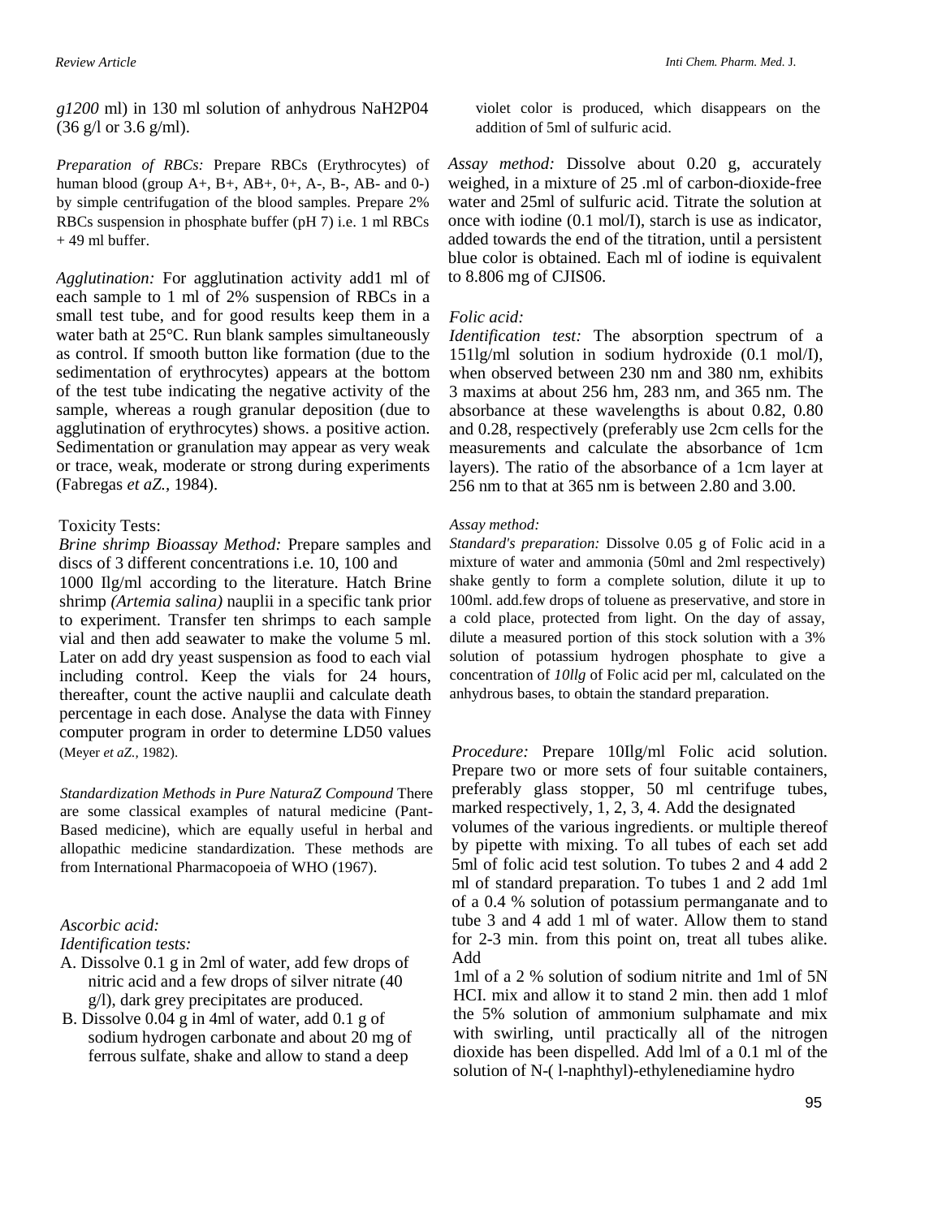*g1200* ml) in 130 ml solution of anhydrous NaH2P04 (36 g/l or 3.6 g/ml).

*Preparation of RBCs:* Prepare RBCs (Erythrocytes) of human blood (group A+, B+, AB+, 0+, A-, B-, AB- and 0-) by simple centrifugation of the blood samples. Prepare 2% RBCs suspension in phosphate buffer (pH 7) i.e. 1 ml RBCs + 49 ml buffer.

*Agglutination:* For agglutination activity add1 ml of each sample to 1 ml of 2% suspension of RBCs in a small test tube, and for good results keep them in a water bath at 25°C. Run blank samples simultaneously as control. If smooth button like formation (due to the sedimentation of erythrocytes) appears at the bottom of the test tube indicating the negative activity of the sample, whereas a rough granular deposition (due to agglutination of erythrocytes) shows. a positive action. Sedimentation or granulation may appear as very weak or trace, weak, moderate or strong during experiments (Fabregas *et aZ.,* 1984).

Toxicity Tests:

*Brine shrimp Bioassay Method:* Prepare samples and discs of 3 different concentrations i.e. 10, 100 and 1000 Ilg/ml according to the literature. Hatch Brine shrimp *(Artemia salina)* nauplii in a specific tank prior to experiment. Transfer ten shrimps to each sample vial and then add seawater to make the volume 5 ml. Later on add dry yeast suspension as food to each vial including control. Keep the vials for 24 hours, thereafter, count the active nauplii and calculate death percentage in each dose. Analyse the data with Finney computer program in order to determine LD50 values (Meyer *et aZ.,* 1982).

*Standardization Methods in Pure NaturaZ Compound* There are some classical examples of natural medicine (Pant-Based medicine), which are equally useful in herbal and allopathic medicine standardization. These methods are from International Pharmacopoeia of WHO (1967).

*Ascorbic acid:*

*Identification tests:*

A. Dissolve 0.1 g in 2ml of water, add few drops of nitric acid and a few drops of silver nitrate (40 g/l), dark grey precipitates are produced.
B. Dissolve 0.04 g in 4ml of water, add 0.1 g of sodium hydrogen carbonate and about 20 mg of ferrous sulfate, shake and allow to stand a deep violet color is produced, which disappears on the addition of 5ml of sulfuric acid.

*Assay method:* Dissolve about 0.20 g, accurately weighed, in a mixture of 25 .ml of carbon-dioxide-free water and 25ml of sulfuric acid. Titrate the solution at once with iodine (0.1 mol/I), starch is use as indicator, added towards the end of the titration, until a persistent blue color is obtained. Each ml of iodine is equivalent to 8.806 mg of CJIS06.

*Folic acid:*

*Identification test:* The absorption spectrum of a 151lg/ml solution in sodium hydroxide (0.1 mol/I), when observed between 230 nm and 380 nm, exhibits 3 maxims at about 256 hm, 283 nm, and 365 nm. The absorbance at these wavelengths is about 0.82, 0.80 and 0.28, respectively (preferably use 2cm cells for the measurements and calculate the absorbance of 1cm layers). The ratio of the absorbance of a 1cm layer at 256 nm to that at 365 nm is between 2.80 and 3.00.

*Assay method:*

*Standard's preparation:* Dissolve 0.05 g of Folic acid in a mixture of water and ammonia (50ml and 2ml respectively) shake gently to form a complete solution, dilute it up to 100ml. add.few drops of toluene as preservative, and store in a cold place, protected from light. On the day of assay, dilute a measured portion of this stock solution with a 3% solution of potassium hydrogen phosphate to give a concentration of *10llg* of Folic acid per ml, calculated on the anhydrous bases, to obtain the standard preparation.

*Procedure:* Prepare 10Ilg/ml Folic acid solution. Prepare two or more sets of four suitable containers, preferably glass stopper, 50 ml centrifuge tubes, marked respectively, 1, 2, 3, 4. Add the designated volumes of the various ingredients. or multiple thereof by pipette with mixing. To all tubes of each set add 5ml of folic acid test solution. To tubes 2 and 4 add 2 ml of standard preparation. To tubes 1 and 2 add 1ml of a 0.4 % solution of potassium permanganate and to tube 3 and 4 add 1 ml of water. Allow them to stand for 2-3 min. from this point on, treat all tubes alike. Add 1ml of a 2 % solution of sodium nitrite and 1ml of 5N HCI. mix and allow it to stand 2 min. then add 1 mlof the 5% solution of ammonium sulphamate and mix with swirling, until practically all of the nitrogen dioxide has been dispelled. Add lml of a 0.1 ml of the solution of N-( l-naphthyl)-ethylenediamine hydro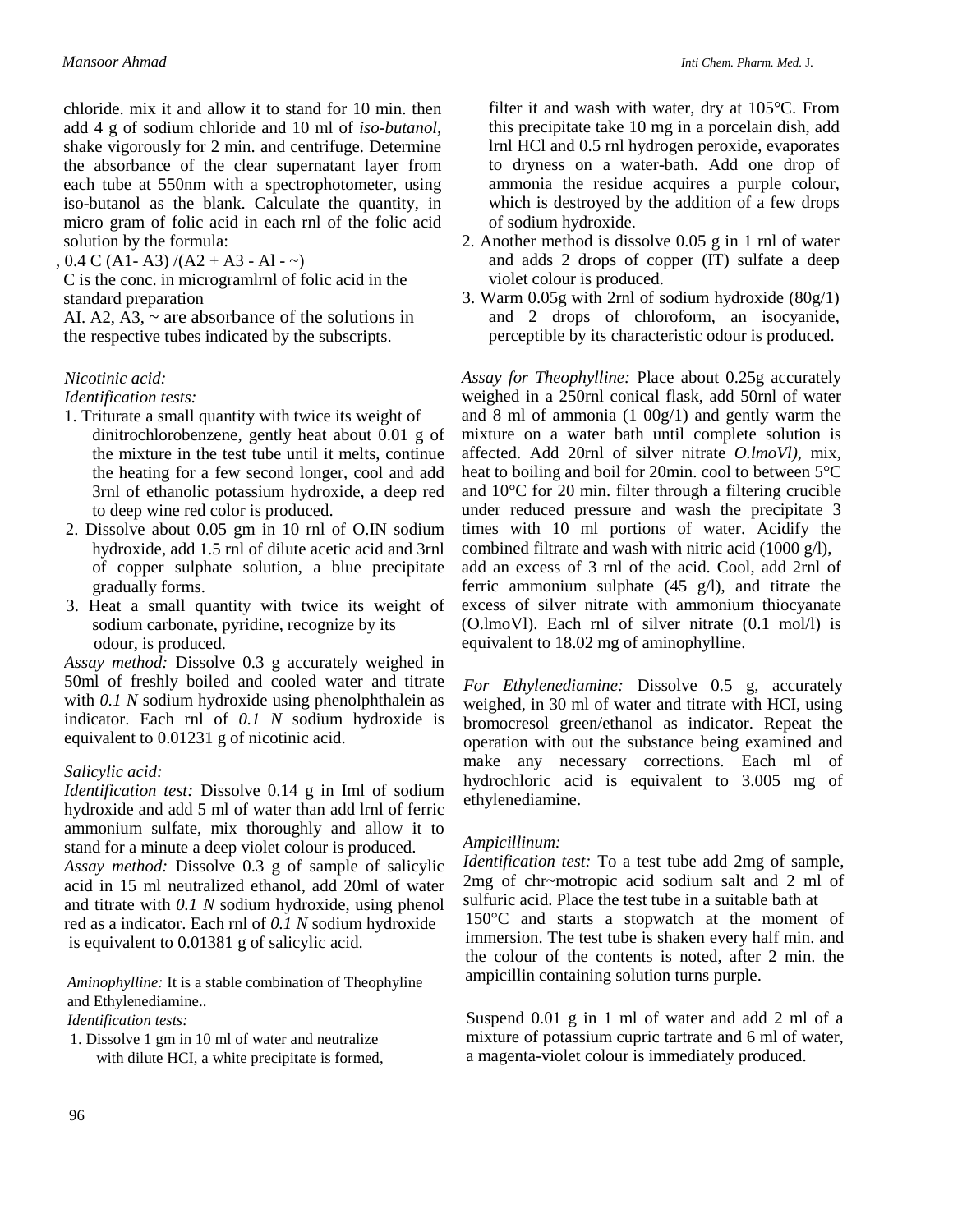chloride. mix it and allow it to stand for 10 min. then add 4 g of sodium chloride and 10 ml of *iso-butanol,* shake vigorously for 2 min. and centrifuge. Determine the absorbance of the clear supernatant layer from each tube at 550nm with a spectrophotometer, using iso-butanol as the blank. Calculate the quantity, in micro gram of folic acid in each rnl of the folic acid solution by the formula:

, 0.4 C (A1- A3) /(A2 + A3 - Al - ~)

C is the conc. in microgramlrnl of folic acid in the standard preparation

AI. A2, A3, ~ are absorbance of the solutions in the respective tubes indicated by the subscripts.

*Nicotinic acid:*

*Identification tests:*

1. Triturate a small quantity with twice its weight of dinitrochlorobenzene, gently heat about 0.01 g of the mixture in the test tube until it melts, continue the heating for a few second longer, cool and add 3rnl of ethanolic potassium hydroxide, a deep red to deep wine red color is produced.
2. Dissolve about 0.05 gm in 10 rnl of O.IN sodium hydroxide, add 1.5 rnl of dilute acetic acid and 3rnl of copper sulphate solution, a blue precipitate gradually forms.
3. Heat a small quantity with twice its weight of sodium carbonate, pyridine, recognize by its odour, is produced.

*Assay method:* Dissolve 0.3 g accurately weighed in 50ml of freshly boiled and cooled water and titrate with *0.1 N* sodium hydroxide using phenolphthalein as indicator. Each rnl of *0.1 N* sodium hydroxide is equivalent to 0.01231 g of nicotinic acid.

*Salicylic acid:*

*Identification test:* Dissolve 0.14 g in Iml of sodium hydroxide and add 5 ml of water than add lrnl of ferric ammonium sulfate, mix thoroughly and allow it to stand for a minute a deep violet colour is produced.

*Assay method:* Dissolve 0.3 g of sample of salicylic acid in 15 ml neutralized ethanol, add 20ml of water and titrate with *0.1 N* sodium hydroxide, using phenol red as a indicator. Each rnl of *0.1 N* sodium hydroxide is equivalent to 0.01381 g of salicylic acid.

*Aminophylline:* It is a stable combination of Theophyline and Ethylenediamine..

*Identification tests:*

1. Dissolve 1 gm in 10 ml of water and neutralize with dilute HCI, a white precipitate is formed, filter it and wash with water, dry at 105°C. From this precipitate take 10 mg in a porcelain dish, add lrnl HCl and 0.5 rnl hydrogen peroxide, evaporates to dryness on a water-bath. Add one drop of ammonia the residue acquires a purple colour, which is destroyed by the addition of a few drops of sodium hydroxide.
2. Another method is dissolve 0.05 g in 1 rnl of water and adds 2 drops of copper (IT) sulfate a deep violet colour is produced.
3. Warm 0.05g with 2rnl of sodium hydroxide (80g/1) and 2 drops of chloroform, an isocyanide, perceptible by its characteristic odour is produced.

*Assay for Theophylline:* Place about 0.25g accurately weighed in a 250rnl conical flask, add 50rnl of water and 8 ml of ammonia (1 00g/1) and gently warm the mixture on a water bath until complete solution is affected. Add 20rnl of silver nitrate *O.lmoVl),* mix, heat to boiling and boil for 20min. cool to between 5°C and 10°C for 20 min. filter through a filtering crucible under reduced pressure and wash the precipitate 3 times with 10 ml portions of water. Acidify the combined filtrate and wash with nitric acid (1000 g/l), add an excess of 3 rnl of the acid. Cool, add 2rnl of ferric ammonium sulphate (45 g/l), and titrate the excess of silver nitrate with ammonium thiocyanate (O.lmoVl). Each rnl of silver nitrate (0.1 mol/l) is equivalent to 18.02 mg of aminophylline.

*For Ethylenediamine:* Dissolve 0.5 g, accurately weighed, in 30 ml of water and titrate with HCI, using bromocresol green/ethanol as indicator. Repeat the operation with out the substance being examined and make any necessary corrections. Each ml of hydrochloric acid is equivalent to 3.005 mg of ethylenediamine.

*Ampicillinum:*

*Identification test:* To a test tube add 2mg of sample, 2mg of chr~motropic acid sodium salt and 2 ml of sulfuric acid. Place the test tube in a suitable bath at 150°C and starts a stopwatch at the moment of immersion. The test tube is shaken every half min. and the colour of the contents is noted, after 2 min. the ampicillin containing solution turns purple.

Suspend 0.01 g in 1 ml of water and add 2 ml of a mixture of potassium cupric tartrate and 6 ml of water, a magenta-violet colour is immediately produced.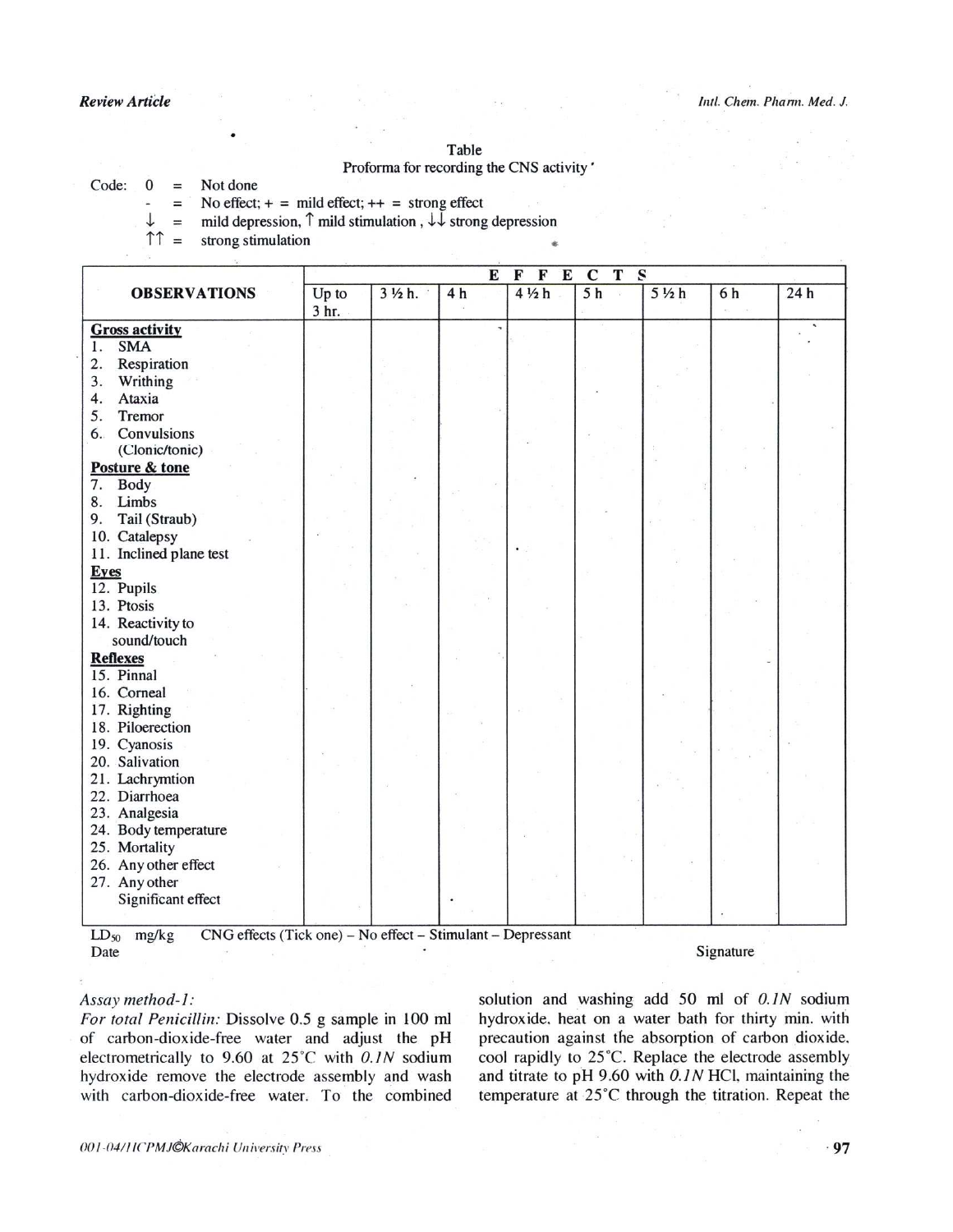Table

Proforma for recording the CNS activity

Code: 0 = Not done

- = No effect; + = mild effect; ++ = strong effect

↓ = mild depression, ↑ mild stimulation , ↓↓ strong depression

↑↑ = strong stimulation

| OBSERVATIONS | EFFECTS | | | | | | | |
|---|---|---|---|---|---|---|---|---|
| | Up to 3 hr. | 3 ½ h. | 4 h | 4 ½ h | 5 h | 5 ½ h | 6 h | 24 h |
| **Gross activity** | | | | | | | | |
| 1. SMA | | | | | | | | |
| 2. Respiration | | | | | | | | |
| 3. Writhing | | | | | | | | |
| 4. Ataxia | | | | | | | | |
| 5. Tremor | | | | | | | | |
| 6. Convulsions (Clonic/tonic) | | | | | | | | |
| **Posture & tone** | | | | | | | | |
| 7. Body | | | | | | | | |
| 8. Limbs | | | | | | | | |
| 9. Tail (Straub) | | | | | | | | |
| 10. Catalepsy | | | | | | | | |
| 11. Inclined plane test | | | | | | | | |
| **Eyes** | | | | | | | | |
| 12. Pupils | | | | | | | | |
| 13. Ptosis | | | | | | | | |
| 14. Reactivity to sound/touch | | | | | | | | |
| **Reflexes** | | | | | | | | |
| 15. Pinnal | | | | | | | | |
| 16. Corneal | | | | | | | | |
| 17. Righting | | | | | | | | |
| 18. Piloerection | | | | | | | | |
| 19. Cyanosis | | | | | | | | |
| 20. Salivation | | | | | | | | |
| 21. Lachrymtion | | | | | | | | |
| 22. Diarrhoea | | | | | | | | |
| 23. Analgesia | | | | | | | | |
| 24. Body temperature | | | | | | | | |
| 25. Mortality | | | | | | | | |
| 26. Any other effect | | | | | | | | |
| 27. Any other Significant effect | | | | | | | | |

$LD_{50}$ mg/kg CNG effects (Tick one) – No effect – Stimulant – Depressant

Date

Signature

*Assay method-1:*

*For total Penicillin:* Dissolve 0.5 g sample in 100 ml of carbon-dioxide-free water and adjust the pH electrometrically to 9.60 at 25°C with *0.1N* sodium hydroxide remove the electrode assembly and wash with carbon-dioxide-free water. To the combined solution and washing add 50 ml of *0.1N* sodium hydroxide, heat on a water bath for thirty min. with precaution against the absorption of carbon dioxide, cool rapidly to 25°C. Replace the electrode assembly and titrate to pH 9.60 with *0.1N* HCl, maintaining the temperature at 25°C through the titration. Repeat the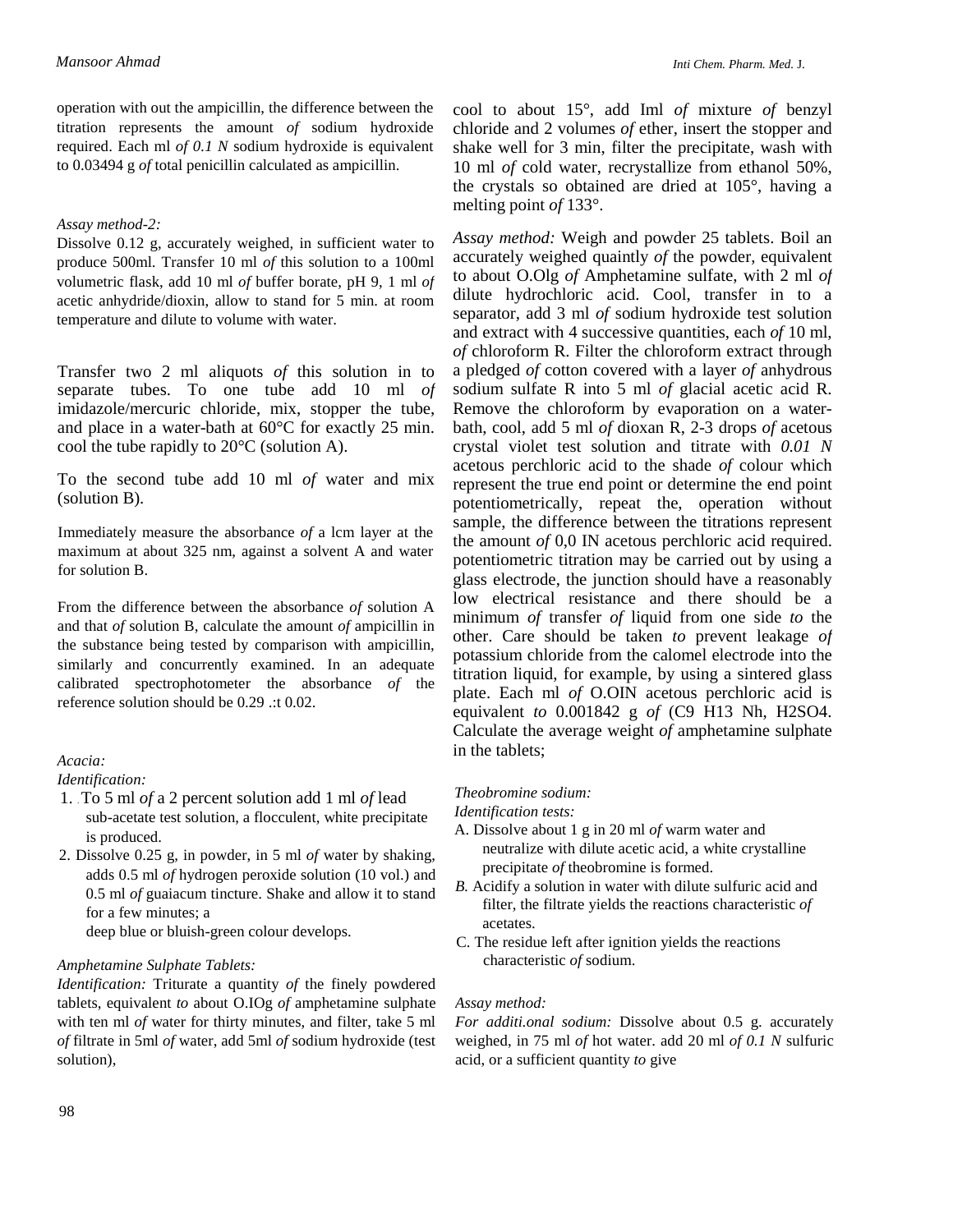operation with out the ampicillin, the difference between the titration represents the amount *of* sodium hydroxide required. Each ml *of 0.1 N* sodium hydroxide is equivalent to 0.03494 g *of* total penicillin calculated as ampicillin.

*Assay method-2:*

Dissolve 0.12 g, accurately weighed, in sufficient water to produce 500ml. Transfer 10 ml *of* this solution to a 100ml volumetric flask, add 10 ml *of* buffer borate, pH 9, 1 ml *of* acetic anhydride/dioxin, allow to stand for 5 min. at room temperature and dilute to volume with water.

Transfer two 2 ml aliquots *of* this solution in to separate tubes. To one tube add 10 ml *of* imidazole/mercuric chloride, mix, stopper the tube, and place in a water-bath at 60°C for exactly 25 min. cool the tube rapidly to 20°C (solution A).

To the second tube add 10 ml *of* water and mix (solution B).

Immediately measure the absorbance *of* a lcm layer at the maximum at about 325 nm, against a solvent A and water for solution B.

From the difference between the absorbance *of* solution A and that *of* solution B, calculate the amount *of* ampicillin in the substance being tested by comparison with ampicillin, similarly and concurrently examined. In an adequate calibrated spectrophotometer the absorbance *of* the reference solution should be 0.29 .:t 0.02.

*Acacia:*

*Identification:*

1. To 5 ml *of* a 2 percent solution add 1 ml *of* lead sub-acetate test solution, a flocculent, white precipitate is produced.
2. Dissolve 0.25 g, in powder, in 5 ml *of* water by shaking, adds 0.5 ml *of* hydrogen peroxide solution (10 vol.) and 0.5 ml *of* guaiacum tincture. Shake and allow it to stand for a few minutes; a deep blue or bluish-green colour develops.

*Amphetamine Sulphate Tablets:*

*Identification:* Triturate a quantity *of* the finely powdered tablets, equivalent *to* about O.IOg *of* amphetamine sulphate with ten ml *of* water for thirty minutes, and filter, take 5 ml *of* filtrate in 5ml *of* water, add 5ml *of* sodium hydroxide (test solution), cool to about 15°, add Iml *of* mixture *of* benzyl chloride and 2 volumes *of* ether, insert the stopper and shake well for 3 min, filter the precipitate, wash with 10 ml *of* cold water, recrystallize from ethanol 50%, the crystals so obtained are dried at 105°, having a melting point *of* 133°.

*Assay method:* Weigh and powder 25 tablets. Boil an accurately weighed quaintly *of* the powder, equivalent to about O.Olg *of* Amphetamine sulfate, with 2 ml *of* dilute hydrochloric acid. Cool, transfer in to a separator, add 3 ml *of* sodium hydroxide test solution and extract with 4 successive quantities, each *of* 10 ml, *of* chloroform R. Filter the chloroform extract through a pledged *of* cotton covered with a layer *of* anhydrous sodium sulfate R into 5 ml *of* glacial acetic acid R. Remove the chloroform by evaporation on a water-bath, cool, add 5 ml *of* dioxan R, 2-3 drops *of* acetous crystal violet test solution and titrate with *0.01 N* acetous perchloric acid to the shade *of* colour which represent the true end point or determine the end point potentiometrically, repeat the, operation without sample, the difference between the titrations represent the amount *of* 0,0 IN acetous perchloric acid required. potentiometric titration may be carried out by using a glass electrode, the junction should have a reasonably low electrical resistance and there should be a minimum *of* transfer *of* liquid from one side *to* the other. Care should be taken *to* prevent leakage *of* potassium chloride from the calomel electrode into the titration liquid, for example, by using a sintered glass plate. Each ml *of* O.OIN acetous perchloric acid is equivalent *to* 0.001842 g *of* (C9 H13 Nh, H2SO4. Calculate the average weight *of* amphetamine sulphate in the tablets;

*Theobromine sodium:*

*Identification tests:*

A. Dissolve about 1 g in 20 ml *of* warm water and neutralize with dilute acetic acid, a white crystalline precipitate *of* theobromine is formed.

*B.* Acidify a solution in water with dilute sulfuric acid and filter, the filtrate yields the reactions characteristic *of* acetates.

C. The residue left after ignition yields the reactions characteristic *of* sodium.

*Assay method:*

*For additi.onal sodium:* Dissolve about 0.5 g. accurately weighed, in 75 ml *of* hot water. add 20 ml *of 0.1 N* sulfuric acid, or a sufficient quantity *to* give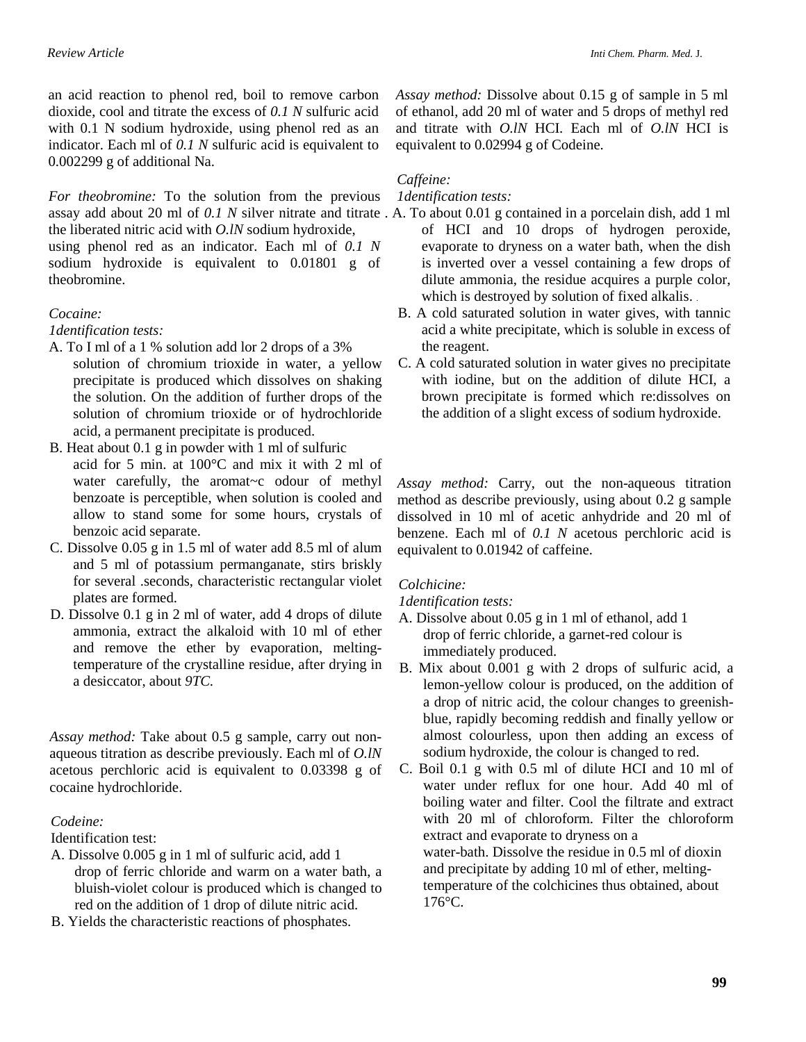an acid reaction to phenol red, boil to remove carbon dioxide, cool and titrate the excess of *0.1 N* sulfuric acid with 0.1 N sodium hydroxide, using phenol red as an indicator. Each ml of *0.1 N* sulfuric acid is equivalent to 0.002299 g of additional Na.

*For theobromine:* To the solution from the previous assay add about 20 ml of *0.1 N* silver nitrate and titrate the liberated nitric acid with *O.lN* sodium hydroxide, using phenol red as an indicator. Each ml of *0.1 N* sodium hydroxide is equivalent to 0.01801 g of theobromine.

*Cocaine:*

*1dentification tests:*

A. To I ml of a 1 % solution add lor 2 drops of a 3% solution of chromium trioxide in water, a yellow precipitate is produced which dissolves on shaking the solution. On the addition of further drops of the solution of chromium trioxide or of hydrochloride acid, a permanent precipitate is produced.

B. Heat about 0.1 g in powder with 1 ml of sulfuric acid for 5 min. at 100°C and mix it with 2 ml of water carefully, the aromat~c odour of methyl benzoate is perceptible, when solution is cooled and allow to stand some for some hours, crystals of benzoic acid separate.

C. Dissolve 0.05 g in 1.5 ml of water add 8.5 ml of alum and 5 ml of potassium permanganate, stirs briskly for several .seconds, characteristic rectangular violet plates are formed.

D. Dissolve 0.1 g in 2 ml of water, add 4 drops of dilute ammonia, extract the alkaloid with 10 ml of ether and remove the ether by evaporation, melting-temperature of the crystalline residue, after drying in a desiccator, about *9TC.*

*Assay method:* Take about 0.5 g sample, carry out non-aqueous titration as describe previously. Each ml of *O.lN* acetous perchloric acid is equivalent to 0.03398 g of cocaine hydrochloride.

*Codeine:*

Identification test:

A. Dissolve 0.005 g in 1 ml of sulfuric acid, add 1 drop of ferric chloride and warm on a water bath, a bluish-violet colour is produced which is changed to red on the addition of 1 drop of dilute nitric acid.

B. Yields the characteristic reactions of phosphates.

*Assay method:* Dissolve about 0.15 g of sample in 5 ml of ethanol, add 20 ml of water and 5 drops of methyl red and titrate with *O.lN* HCI. Each ml of *O.lN* HCI is equivalent to 0.02994 g of Codeine.

*Caffeine:*

*1dentification tests:*

A. To about 0.01 g contained in a porcelain dish, add 1 ml of HCI and 10 drops of hydrogen peroxide, evaporate to dryness on a water bath, when the dish is inverted over a vessel containing a few drops of dilute ammonia, the residue acquires a purple color, which is destroyed by solution of fixed alkalis.

B. A cold saturated solution in water gives, with tannic acid a white precipitate, which is soluble in excess of the reagent.

C. A cold saturated solution in water gives no precipitate with iodine, but on the addition of dilute HCI, a brown precipitate is formed which re:dissolves on the addition of a slight excess of sodium hydroxide.

*Assay method:* Carry, out the non-aqueous titration method as describe previously, using about 0.2 g sample dissolved in 10 ml of acetic anhydride and 20 ml of benzene. Each ml of *0.1 N* acetous perchloric acid is equivalent to 0.01942 of caffeine.

*Colchicine:*

*1dentification tests:*

A. Dissolve about 0.05 g in 1 ml of ethanol, add 1 drop of ferric chloride, a garnet-red colour is immediately produced.

B. Mix about 0.001 g with 2 drops of sulfuric acid, a lemon-yellow colour is produced, on the addition of a drop of nitric acid, the colour changes to greenish-blue, rapidly becoming reddish and finally yellow or almost colourless, upon then adding an excess of sodium hydroxide, the colour is changed to red.

C. Boil 0.1 g with 0.5 ml of dilute HCI and 10 ml of water under reflux for one hour. Add 40 ml of boiling water and filter. Cool the filtrate and extract with 20 ml of chloroform. Filter the chloroform extract and evaporate to dryness on a water-bath. Dissolve the residue in 0.5 ml of dioxin and precipitate by adding 10 ml of ether, melting-temperature of the colchicines thus obtained, about 176°C.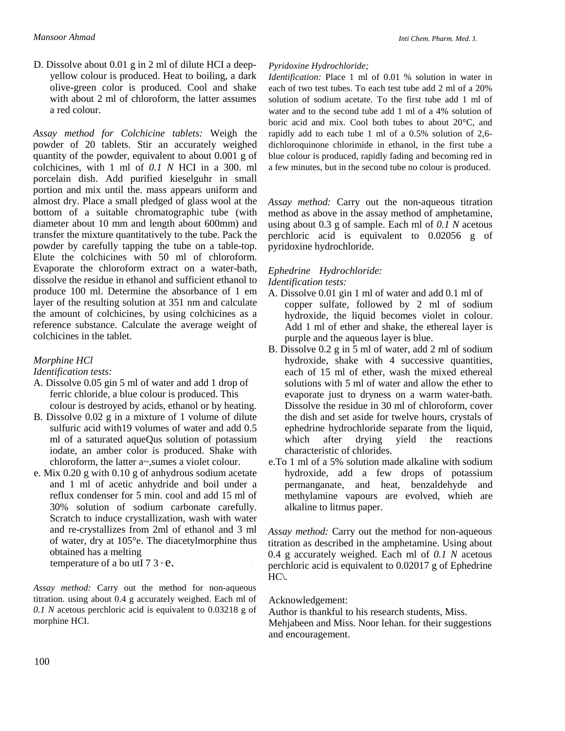D. Dissolve about 0.01 g in 2 ml of dilute HCI a deep-yellow colour is produced. Heat to boiling, a dark olive-green color is produced. Cool and shake with about 2 ml of chloroform, the latter assumes a red colour.

*Assay method for Colchicine tablets:* Weigh the powder of 20 tablets. Stir an accurately weighed quantity of the powder, equivalent to about 0.001 g of colchicines, with 1 ml of *0.1 N* HCI in a 300. ml porcelain dish. Add purified kieselguhr in small portion and mix until the. mass appears uniform and almost dry. Place a small pledged of glass wool at the bottom of a suitable chromatographic tube (with diameter about 10 mm and length about 600mm) and transfer the mixture quantitatively to the tube. Pack the powder by carefully tapping the tube on a table-top. Elute the colchicines with 50 ml of chloroform. Evaporate the chloroform extract on a water-bath, dissolve the residue in ethanol and sufficient ethanol to produce 100 ml. Determine the absorbance of 1 em layer of the resulting solution at 351 nm and calculate the amount of colchicines, by using colchicines as a reference substance. Calculate the average weight of colchicines in the tablet.

*Morphine HCl*

*Identification tests:*

A. Dissolve 0.05 gin 5 ml of water and add 1 drop of ferric chloride, a blue colour is produced. This colour is destroyed by acids, ethanol or by heating.
B. Dissolve 0.02 g in a mixture of 1 volume of dilute sulfuric acid with19 volumes of water and add 0.5 ml of a saturated aqueQus solution of potassium iodate, an amber color is produced. Shake with chloroform, the latter a~,sumes a violet colour.
e. Mix 0.20 g with 0.10 g of anhydrous sodium acetate and 1 ml of acetic anhydride and boil under a reflux condenser for 5 min. cool and add 15 ml of 30% solution of sodium carbonate carefully. Scratch to induce crystallization, wash with water and re-crystallizes from 2ml of ethanol and 3 ml of water, dry at 105°e. The diacetylmorphine thus obtained has a melting temperature of a bo utI 7 3 ◦ e.

*Assay method:* Carry out the method for non-aqueous titration. using about 0.4 g accurately weighed. Each ml of *0.1 N* acetous perchloric acid is equivalent to 0.03218 g of morphine HCI.

*Pyridoxine Hydrochloride;*

*Identification:* Place 1 ml of 0.01 % solution in water in each of two test tubes. To each test tube add 2 ml of a 20% solution of sodium acetate. To the first tube add 1 ml of water and to the second tube add 1 ml of a 4% solution of boric acid and mix. Cool both tubes to about 20°C, and rapidly add to each tube 1 ml of a 0.5% solution of 2,6-dichloroquinone chlorimide in ethanol, in the first tube a blue colour is produced, rapidly fading and becoming red in a few minutes, but in the second tube no colour is produced.

*Assay method:* Carry out the non-aqueous titration method as above in the assay method of amphetamine, using about 0.3 g of sample. Each ml of *0.1 N* acetous perchloric acid is equivalent to 0.02056 g of pyridoxine hydrochloride.

*Ephedrine Hydrochloride:*

*Identification tests:*

A. Dissolve 0.01 gin 1 ml of water and add 0.1 ml of copper sulfate, followed by 2 ml of sodium hydroxide, the liquid becomes violet in colour. Add 1 ml of ether and shake, the ethereal layer is purple and the aqueous layer is blue.
B. Dissolve 0.2 g in 5 ml of water, add 2 ml of sodium hydroxide, shake with 4 successive quantities, each of 15 ml of ether, wash the mixed ethereal solutions with 5 ml of water and allow the ether to evaporate just to dryness on a warm water-bath. Dissolve the residue in 30 ml of chloroform, cover the dish and set aside for twelve hours, crystals of ephedrine hydrochloride separate from the liquid, which after drying yield the reactions characteristic of chlorides.
e.To 1 ml of a 5% solution made alkaline with sodium hydroxide, add a few drops of potassium permanganate, and heat, benzaldehyde and methylamine vapours are evolved, whieh are alkaline to litmus paper.

*Assay method:* Carry out the method for non-aqueous titration as described in the amphetamine. Using about 0.4 g accurately weighed. Each ml of *0.1 N* acetous perchloric acid is equivalent to 0.02017 g of Ephedrine HC\.

Acknowledgement:

Author is thankful to his research students, Miss. Mehjabeen and Miss. Noor lehan. for their suggestions and encouragement.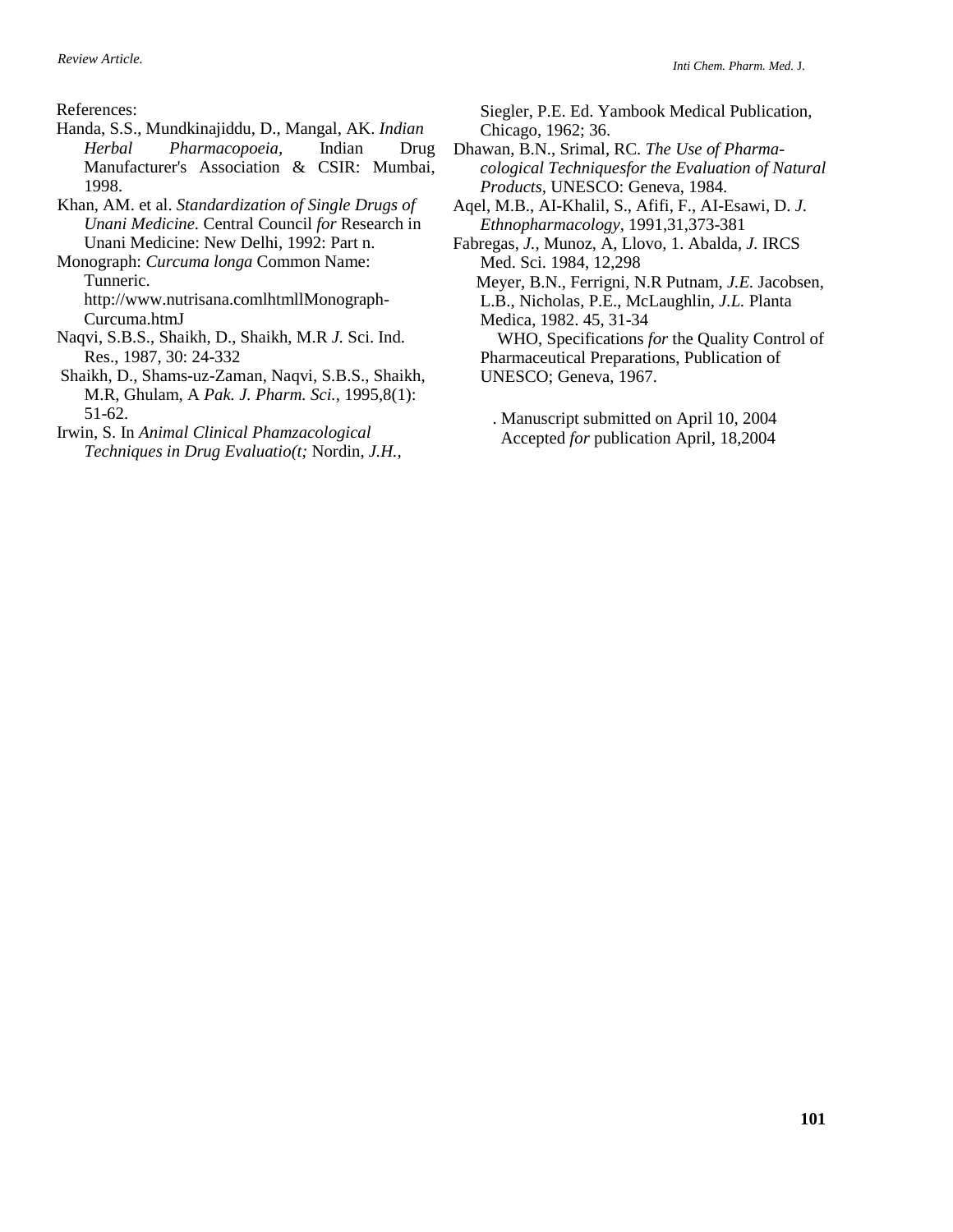References:

Handa, S.S., Mundkinajiddu, D., Mangal, AK. *Indian Herbal Pharmacopoeia*, Indian Drug Manufacturer's Association & CSIR: Mumbai, 1998.

Khan, AM. et al. *Standardization of Single Drugs of Unani Medicine.* Central Council *for* Research in Unani Medicine: New Delhi, 1992: Part n.

Monograph: *Curcuma longa* Common Name: Tunneric. http://www.nutrisana.comlhtmllMonograph-Curcuma.htmJ

Naqvi, S.B.S., Shaikh, D., Shaikh, M.R *J.* Sci. Ind. Res., 1987, 30: 24-332

Shaikh, D., Shams-uz-Zaman, Naqvi, S.B.S., Shaikh, M.R, Ghulam, A *Pak. J. Pharm. Sci.*, 1995,8(1): 51-62.

Irwin, S. In *Animal Clinical Phamzacological Techniques in Drug Evaluatio(t;* Nordin, *J.H.*, Siegler, P.E. Ed. Yambook Medical Publication, Chicago, 1962; 36.

Dhawan, B.N., Srimal, RC. *The Use of Pharma-cological Techniquesfor the Evaluation of Natural Products*, UNESCO: Geneva, 1984.

Aqel, M.B., AI-Khalil, S., Afifi, F., AI-Esawi, D. *J. Ethnopharmacology*, 1991,31,373-381

Fabregas, *J.*, Munoz, A, Llovo, 1. Abalda, *J.* IRCS Med. Sci. 1984, 12,298

Meyer, B.N., Ferrigni, N.R Putnam, *J.E.* Jacobsen, L.B., Nicholas, P.E., McLaughlin, *J.L.* Planta Medica, 1982. 45, 31-34

WHO, Specifications *for* the Quality Control of Pharmaceutical Preparations, Publication of UNESCO; Geneva, 1967.

. Manuscript submitted on April 10, 2004
Accepted *for* publication April, 18,2004